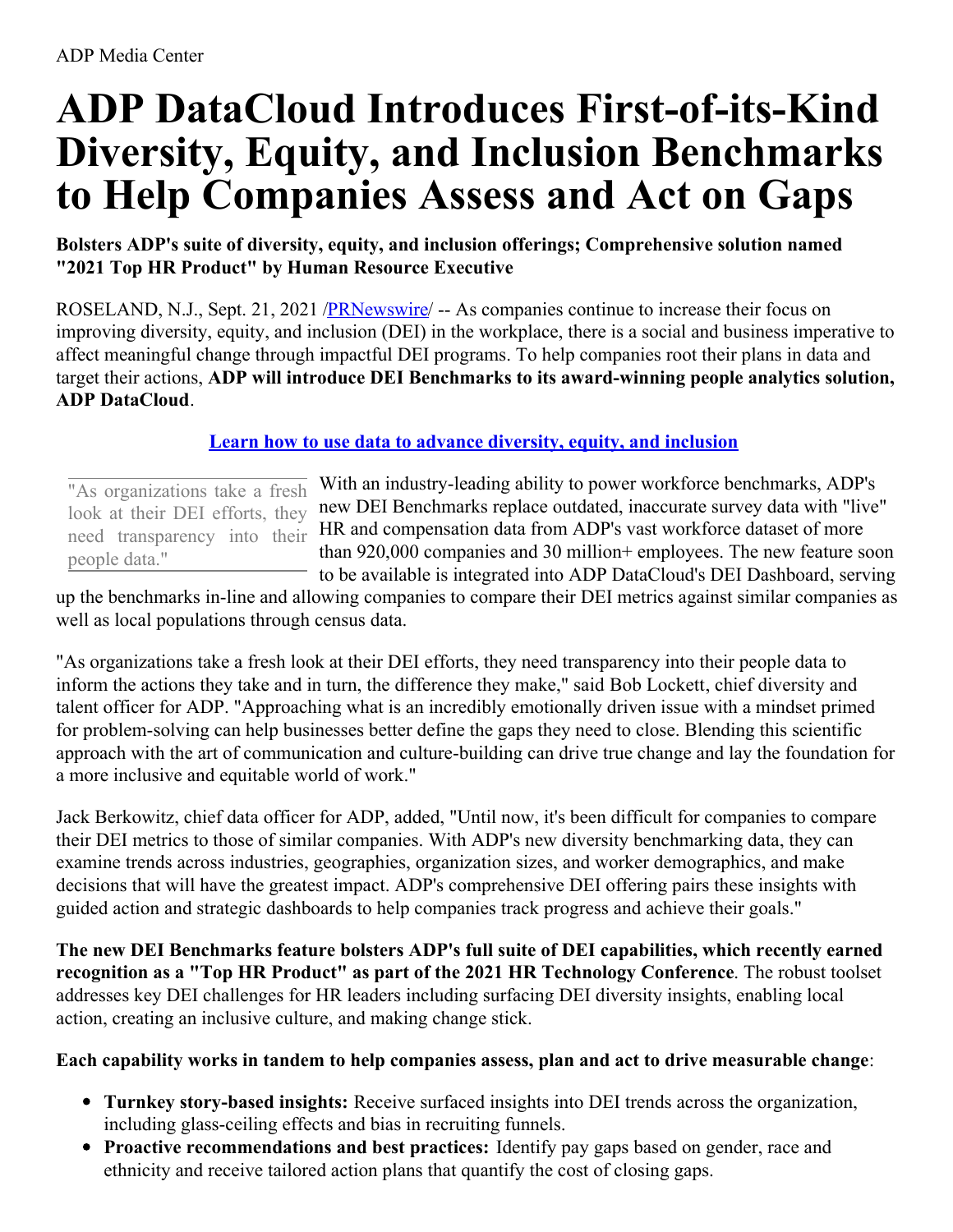ADP Media Center

# ADP DataCloud Introduces First-of-its-Kind Diversity, Equity, and Inclusion Benchmarks to Help Companies Assess and Act on Gaps

**Bolsters ADP's suite of diversity, equity, and inclusion offerings; Comprehensive solution named "2021 Top HR Product" by Human Resource Executive**

ROSELAND, N.J., Sept. 21, 2021 /PRNewswire/ -- As companies continue to increase their focus on improving diversity, equity, and inclusion (DEI) in the workplace, there is a social and business imperative to affect meaningful change through impactful DEI programs. To help companies root their plans in data and target their actions, **ADP will introduce DEI Benchmarks to its award-winning people analytics solution, ADP DataCloud**.

**Learn how to use data to advance diversity, equity, and inclusion**

> "As organizations take a fresh look at their DEI efforts, they need transparency into their people data."

With an industry-leading ability to power workforce benchmarks, ADP's new DEI Benchmarks replace outdated, inaccurate survey data with "live" HR and compensation data from ADP's vast workforce dataset of more than 920,000 companies and 30 million+ employees. The new feature soon to be available is integrated into ADP DataCloud's DEI Dashboard, serving up the benchmarks in-line and allowing companies to compare their DEI metrics against similar companies as well as local populations through census data.

"As organizations take a fresh look at their DEI efforts, they need transparency into their people data to inform the actions they take and in turn, the difference they make," said Bob Lockett, chief diversity and talent officer for ADP. "Approaching what is an incredibly emotionally driven issue with a mindset primed for problem-solving can help businesses better define the gaps they need to close. Blending this scientific approach with the art of communication and culture-building can drive true change and lay the foundation for a more inclusive and equitable world of work."

Jack Berkowitz, chief data officer for ADP, added, "Until now, it's been difficult for companies to compare their DEI metrics to those of similar companies. With ADP's new diversity benchmarking data, they can examine trends across industries, geographies, organization sizes, and worker demographics, and make decisions that will have the greatest impact. ADP's comprehensive DEI offering pairs these insights with guided action and strategic dashboards to help companies track progress and achieve their goals."

**The new DEI Benchmarks feature bolsters ADP's full suite of DEI capabilities, which recently earned recognition as a "Top HR Product" as part of the 2021 HR Technology Conference**. The robust toolset addresses key DEI challenges for HR leaders including surfacing DEI diversity insights, enabling local action, creating an inclusive culture, and making change stick.

**Each capability works in tandem to help companies assess, plan and act to drive measurable change**:

- **Turnkey story-based insights:** Receive surfaced insights into DEI trends across the organization, including glass-ceiling effects and bias in recruiting funnels.
- **Proactive recommendations and best practices:** Identify pay gaps based on gender, race and ethnicity and receive tailored action plans that quantify the cost of closing gaps.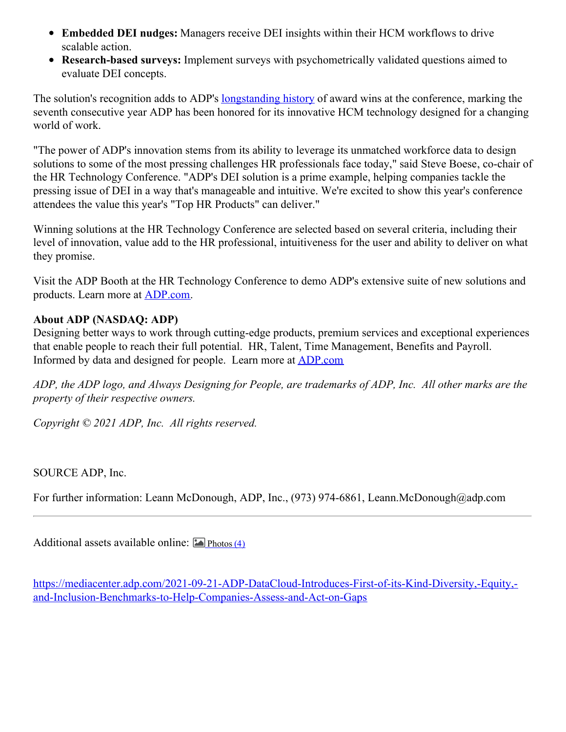- **Embedded DEI nudges:** Managers receive DEI insights within their HCM workflows to drive scalable action.
- **Research-based surveys:** Implement surveys with psychometrically validated questions aimed to evaluate DEI concepts.

The solution's recognition adds to ADP's longstanding history of award wins at the conference, marking the seventh consecutive year ADP has been honored for its innovative HCM technology designed for a changing world of work.

"The power of ADP's innovation stems from its ability to leverage its unmatched workforce data to design solutions to some of the most pressing challenges HR professionals face today," said Steve Boese, co-chair of the HR Technology Conference. "ADP's DEI solution is a prime example, helping companies tackle the pressing issue of DEI in a way that's manageable and intuitive. We're excited to show this year's conference attendees the value this year's "Top HR Products" can deliver."

Winning solutions at the HR Technology Conference are selected based on several criteria, including their level of innovation, value add to the HR professional, intuitiveness for the user and ability to deliver on what they promise.

Visit the ADP Booth at the HR Technology Conference to demo ADP's extensive suite of new solutions and products. Learn more at ADP.com.

**About ADP (NASDAQ: ADP)**
Designing better ways to work through cutting-edge products, premium services and exceptional experiences that enable people to reach their full potential. HR, Talent, Time Management, Benefits and Payroll. Informed by data and designed for people. Learn more at ADP.com

*ADP, the ADP logo, and Always Designing for People, are trademarks of ADP, Inc. All other marks are the property of their respective owners.*

*Copyright © 2021 ADP, Inc. All rights reserved.*

SOURCE ADP, Inc.

For further information: Leann McDonough, ADP, Inc., (973) 974-6861, Leann.McDonough@adp.com

---

Additional assets available online: Photos (4)

https://mediacenter.adp.com/2021-09-21-ADP-DataCloud-Introduces-First-of-its-Kind-Diversity,-Equity,-and-Inclusion-Benchmarks-to-Help-Companies-Assess-and-Act-on-Gaps